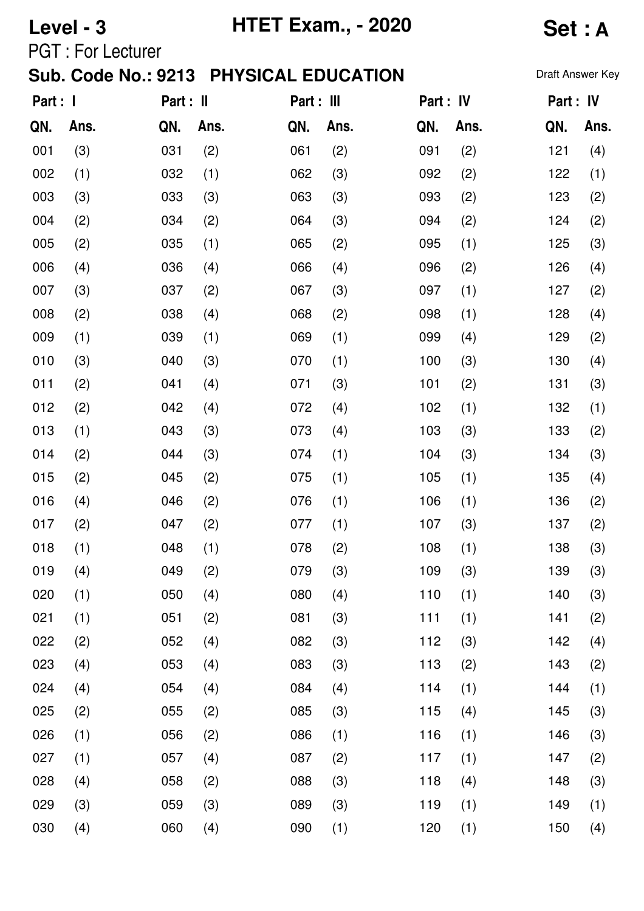# Level - 3 HTET Exam., - 2020 Set : A

PGT : For Lecturer

## Sub. Code No.: 9213 PHYSICAL EDUCATION

Draft Answer Key

| Part : I | | Part : II | | Part : III | | Part : IV | | Part : IV | |
|---|---|---|---|---|---|---|---|---|---|
| QN. | Ans. | QN. | Ans. | QN. | Ans. | QN. | Ans. | QN. | Ans. |
| 001 | (3) | 031 | (2) | 061 | (2) | 091 | (2) | 121 | (4) |
| 002 | (1) | 032 | (1) | 062 | (3) | 092 | (2) | 122 | (1) |
| 003 | (3) | 033 | (3) | 063 | (3) | 093 | (2) | 123 | (2) |
| 004 | (2) | 034 | (2) | 064 | (3) | 094 | (2) | 124 | (2) |
| 005 | (2) | 035 | (1) | 065 | (2) | 095 | (1) | 125 | (3) |
| 006 | (4) | 036 | (4) | 066 | (4) | 096 | (2) | 126 | (4) |
| 007 | (3) | 037 | (2) | 067 | (3) | 097 | (1) | 127 | (2) |
| 008 | (2) | 038 | (4) | 068 | (2) | 098 | (1) | 128 | (4) |
| 009 | (1) | 039 | (1) | 069 | (1) | 099 | (4) | 129 | (2) |
| 010 | (3) | 040 | (3) | 070 | (1) | 100 | (3) | 130 | (4) |
| 011 | (2) | 041 | (4) | 071 | (3) | 101 | (2) | 131 | (3) |
| 012 | (2) | 042 | (4) | 072 | (4) | 102 | (1) | 132 | (1) |
| 013 | (1) | 043 | (3) | 073 | (4) | 103 | (3) | 133 | (2) |
| 014 | (2) | 044 | (3) | 074 | (1) | 104 | (3) | 134 | (3) |
| 015 | (2) | 045 | (2) | 075 | (1) | 105 | (1) | 135 | (4) |
| 016 | (4) | 046 | (2) | 076 | (1) | 106 | (1) | 136 | (2) |
| 017 | (2) | 047 | (2) | 077 | (1) | 107 | (3) | 137 | (2) |
| 018 | (1) | 048 | (1) | 078 | (2) | 108 | (1) | 138 | (3) |
| 019 | (4) | 049 | (2) | 079 | (3) | 109 | (3) | 139 | (3) |
| 020 | (1) | 050 | (4) | 080 | (4) | 110 | (1) | 140 | (3) |
| 021 | (1) | 051 | (2) | 081 | (3) | 111 | (1) | 141 | (2) |
| 022 | (2) | 052 | (4) | 082 | (3) | 112 | (3) | 142 | (4) |
| 023 | (4) | 053 | (4) | 083 | (3) | 113 | (2) | 143 | (2) |
| 024 | (4) | 054 | (4) | 084 | (4) | 114 | (1) | 144 | (1) |
| 025 | (2) | 055 | (2) | 085 | (3) | 115 | (4) | 145 | (3) |
| 026 | (1) | 056 | (2) | 086 | (1) | 116 | (1) | 146 | (3) |
| 027 | (1) | 057 | (4) | 087 | (2) | 117 | (1) | 147 | (2) |
| 028 | (4) | 058 | (2) | 088 | (3) | 118 | (4) | 148 | (3) |
| 029 | (3) | 059 | (3) | 089 | (3) | 119 | (1) | 149 | (1) |
| 030 | (4) | 060 | (4) | 090 | (1) | 120 | (1) | 150 | (4) |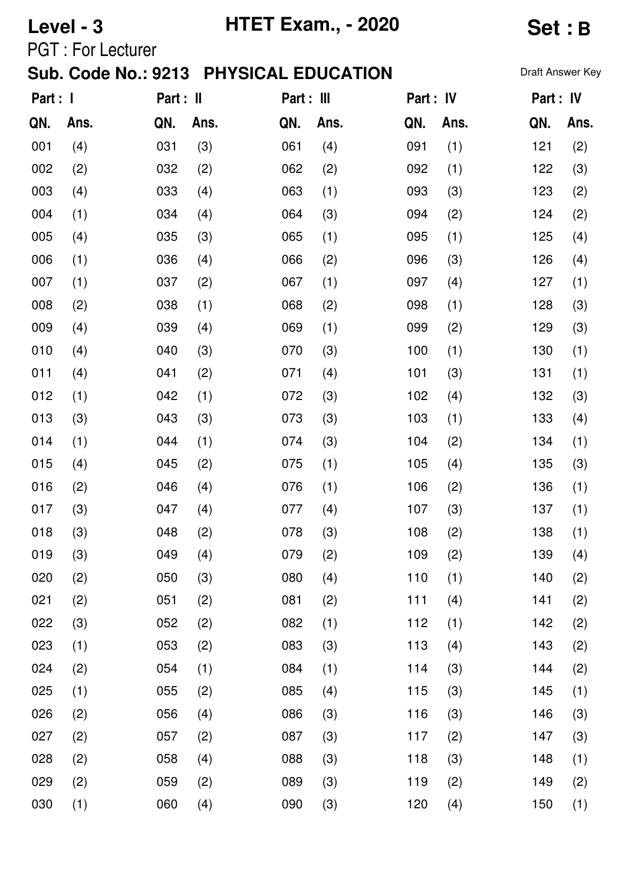**Level - 3** **HTET Exam., - 2020** **Set : B**

PGT : For Lecturer

**Sub. Code No.: 9213 PHYSICAL EDUCATION**

Draft Answer Key

| Part : I | | Part : II | | Part : III | | Part : IV | | Part : IV | |
|---|---|---|---|---|---|---|---|---|---|
| QN. | Ans. | QN. | Ans. | QN. | Ans. | QN. | Ans. | QN. | Ans. |
| 001 | (4) | 031 | (3) | 061 | (4) | 091 | (1) | 121 | (2) |
| 002 | (2) | 032 | (2) | 062 | (2) | 092 | (1) | 122 | (3) |
| 003 | (4) | 033 | (4) | 063 | (1) | 093 | (3) | 123 | (2) |
| 004 | (1) | 034 | (4) | 064 | (3) | 094 | (2) | 124 | (2) |
| 005 | (4) | 035 | (3) | 065 | (1) | 095 | (1) | 125 | (4) |
| 006 | (1) | 036 | (4) | 066 | (2) | 096 | (3) | 126 | (4) |
| 007 | (1) | 037 | (2) | 067 | (1) | 097 | (4) | 127 | (1) |
| 008 | (2) | 038 | (1) | 068 | (2) | 098 | (1) | 128 | (3) |
| 009 | (4) | 039 | (4) | 069 | (1) | 099 | (2) | 129 | (3) |
| 010 | (4) | 040 | (3) | 070 | (3) | 100 | (1) | 130 | (1) |
| 011 | (4) | 041 | (2) | 071 | (4) | 101 | (3) | 131 | (1) |
| 012 | (1) | 042 | (1) | 072 | (3) | 102 | (4) | 132 | (3) |
| 013 | (3) | 043 | (3) | 073 | (3) | 103 | (1) | 133 | (4) |
| 014 | (1) | 044 | (1) | 074 | (3) | 104 | (2) | 134 | (1) |
| 015 | (4) | 045 | (2) | 075 | (1) | 105 | (4) | 135 | (3) |
| 016 | (2) | 046 | (4) | 076 | (1) | 106 | (2) | 136 | (1) |
| 017 | (3) | 047 | (4) | 077 | (4) | 107 | (3) | 137 | (1) |
| 018 | (3) | 048 | (2) | 078 | (3) | 108 | (2) | 138 | (1) |
| 019 | (3) | 049 | (4) | 079 | (2) | 109 | (2) | 139 | (4) |
| 020 | (2) | 050 | (3) | 080 | (4) | 110 | (1) | 140 | (2) |
| 021 | (2) | 051 | (2) | 081 | (2) | 111 | (4) | 141 | (2) |
| 022 | (3) | 052 | (2) | 082 | (1) | 112 | (1) | 142 | (2) |
| 023 | (1) | 053 | (2) | 083 | (3) | 113 | (4) | 143 | (2) |
| 024 | (2) | 054 | (1) | 084 | (1) | 114 | (3) | 144 | (2) |
| 025 | (1) | 055 | (2) | 085 | (4) | 115 | (3) | 145 | (1) |
| 026 | (2) | 056 | (4) | 086 | (3) | 116 | (3) | 146 | (3) |
| 027 | (2) | 057 | (2) | 087 | (3) | 117 | (2) | 147 | (3) |
| 028 | (2) | 058 | (4) | 088 | (3) | 118 | (3) | 148 | (1) |
| 029 | (2) | 059 | (2) | 089 | (3) | 119 | (2) | 149 | (2) |
| 030 | (1) | 060 | (4) | 090 | (3) | 120 | (4) | 150 | (1) |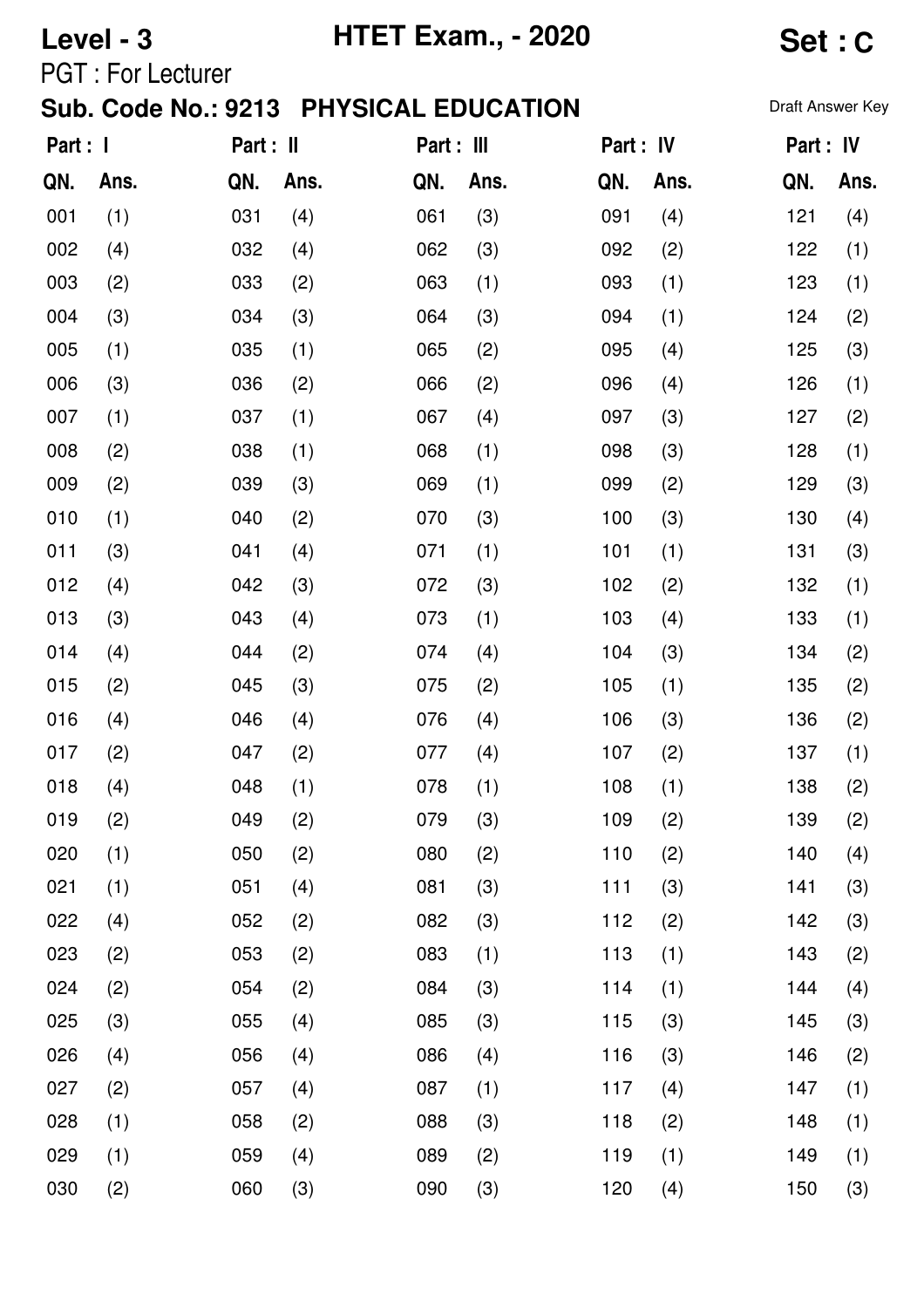**Level - 3** **HTET Exam., - 2020** **Set : C**

PGT : For Lecturer

**Sub. Code No.: 9213 PHYSICAL EDUCATION** Draft Answer Key

| Part : I | | Part : II | | Part : III | | Part : IV | | Part : IV | |
|---|---|---|---|---|---|---|---|---|---|
| QN. | Ans. | QN. | Ans. | QN. | Ans. | QN. | Ans. | QN. | Ans. |
| 001 | (1) | 031 | (4) | 061 | (3) | 091 | (4) | 121 | (4) |
| 002 | (4) | 032 | (4) | 062 | (3) | 092 | (2) | 122 | (1) |
| 003 | (2) | 033 | (2) | 063 | (1) | 093 | (1) | 123 | (1) |
| 004 | (3) | 034 | (3) | 064 | (3) | 094 | (1) | 124 | (2) |
| 005 | (1) | 035 | (1) | 065 | (2) | 095 | (4) | 125 | (3) |
| 006 | (3) | 036 | (2) | 066 | (2) | 096 | (4) | 126 | (1) |
| 007 | (1) | 037 | (1) | 067 | (4) | 097 | (3) | 127 | (2) |
| 008 | (2) | 038 | (1) | 068 | (1) | 098 | (3) | 128 | (1) |
| 009 | (2) | 039 | (3) | 069 | (1) | 099 | (2) | 129 | (3) |
| 010 | (1) | 040 | (2) | 070 | (3) | 100 | (3) | 130 | (4) |
| 011 | (3) | 041 | (4) | 071 | (1) | 101 | (1) | 131 | (3) |
| 012 | (4) | 042 | (3) | 072 | (3) | 102 | (2) | 132 | (1) |
| 013 | (3) | 043 | (4) | 073 | (1) | 103 | (4) | 133 | (1) |
| 014 | (4) | 044 | (2) | 074 | (4) | 104 | (3) | 134 | (2) |
| 015 | (2) | 045 | (3) | 075 | (2) | 105 | (1) | 135 | (2) |
| 016 | (4) | 046 | (4) | 076 | (4) | 106 | (3) | 136 | (2) |
| 017 | (2) | 047 | (2) | 077 | (4) | 107 | (2) | 137 | (1) |
| 018 | (4) | 048 | (1) | 078 | (1) | 108 | (1) | 138 | (2) |
| 019 | (2) | 049 | (2) | 079 | (3) | 109 | (2) | 139 | (2) |
| 020 | (1) | 050 | (2) | 080 | (2) | 110 | (2) | 140 | (4) |
| 021 | (1) | 051 | (4) | 081 | (3) | 111 | (3) | 141 | (3) |
| 022 | (4) | 052 | (2) | 082 | (3) | 112 | (2) | 142 | (3) |
| 023 | (2) | 053 | (2) | 083 | (1) | 113 | (1) | 143 | (2) |
| 024 | (2) | 054 | (2) | 084 | (3) | 114 | (1) | 144 | (4) |
| 025 | (3) | 055 | (4) | 085 | (3) | 115 | (3) | 145 | (3) |
| 026 | (4) | 056 | (4) | 086 | (4) | 116 | (3) | 146 | (2) |
| 027 | (2) | 057 | (4) | 087 | (1) | 117 | (4) | 147 | (1) |
| 028 | (1) | 058 | (2) | 088 | (3) | 118 | (2) | 148 | (1) |
| 029 | (1) | 059 | (4) | 089 | (2) | 119 | (1) | 149 | (1) |
| 030 | (2) | 060 | (3) | 090 | (3) | 120 | (4) | 150 | (3) |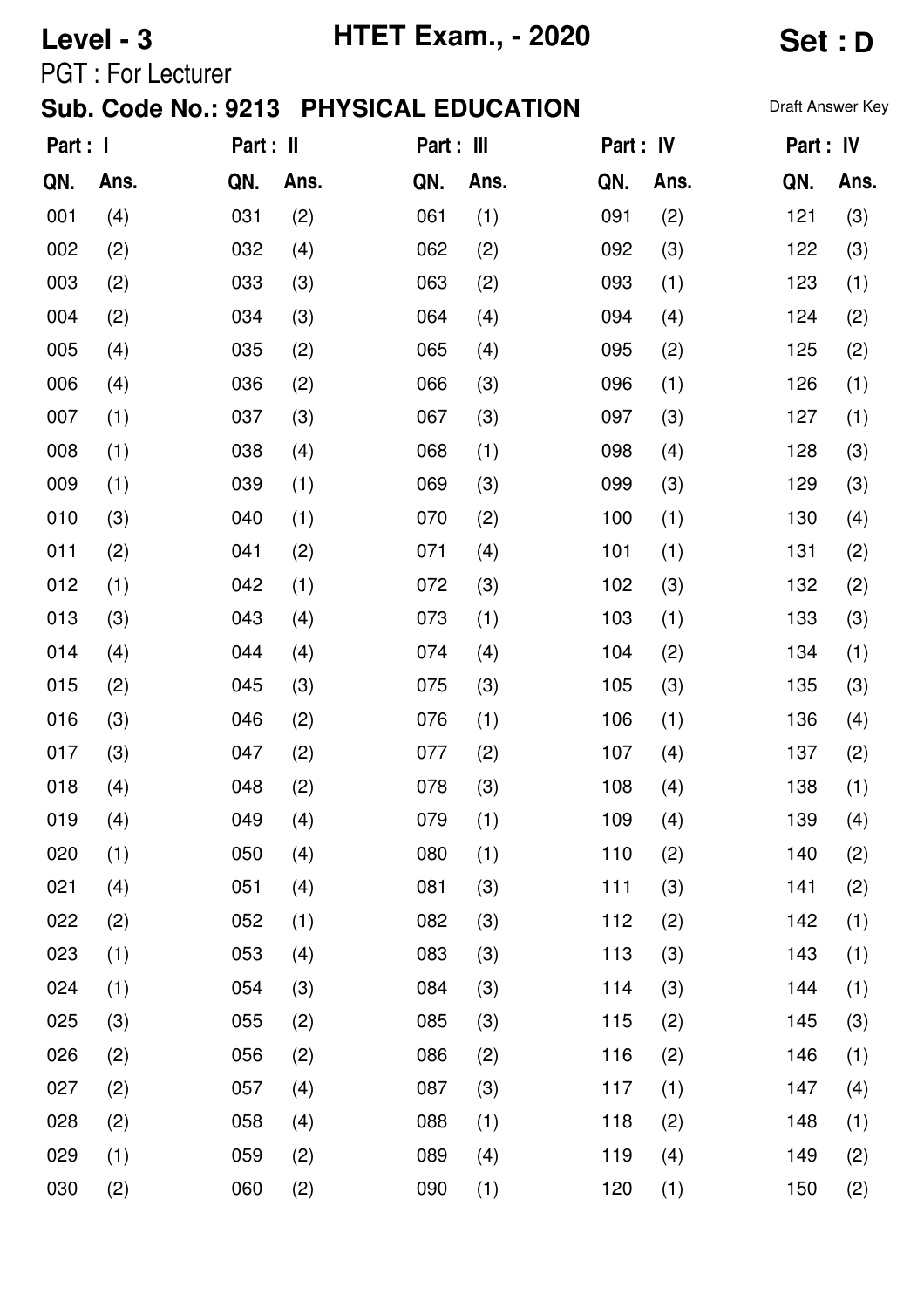**Level - 3** **HTET Exam., - 2020** **Set : D**

PGT : For Lecturer

**Sub. Code No.: 9213 PHYSICAL EDUCATION** Draft Answer Key

| Part : I | | Part : II | | Part : III | | Part : IV | | Part : IV | |
|---|---|---|---|---|---|---|---|---|---|
| QN. | Ans. | QN. | Ans. | QN. | Ans. | QN. | Ans. | QN. | Ans. |
| 001 | (4) | 031 | (2) | 061 | (1) | 091 | (2) | 121 | (3) |
| 002 | (2) | 032 | (4) | 062 | (2) | 092 | (3) | 122 | (3) |
| 003 | (2) | 033 | (3) | 063 | (2) | 093 | (1) | 123 | (1) |
| 004 | (2) | 034 | (3) | 064 | (4) | 094 | (4) | 124 | (2) |
| 005 | (4) | 035 | (2) | 065 | (4) | 095 | (2) | 125 | (2) |
| 006 | (4) | 036 | (2) | 066 | (3) | 096 | (1) | 126 | (1) |
| 007 | (1) | 037 | (3) | 067 | (3) | 097 | (3) | 127 | (1) |
| 008 | (1) | 038 | (4) | 068 | (1) | 098 | (4) | 128 | (3) |
| 009 | (1) | 039 | (1) | 069 | (3) | 099 | (3) | 129 | (3) |
| 010 | (3) | 040 | (1) | 070 | (2) | 100 | (1) | 130 | (4) |
| 011 | (2) | 041 | (2) | 071 | (4) | 101 | (1) | 131 | (2) |
| 012 | (1) | 042 | (1) | 072 | (3) | 102 | (3) | 132 | (2) |
| 013 | (3) | 043 | (4) | 073 | (1) | 103 | (1) | 133 | (3) |
| 014 | (4) | 044 | (4) | 074 | (4) | 104 | (2) | 134 | (1) |
| 015 | (2) | 045 | (3) | 075 | (3) | 105 | (3) | 135 | (3) |
| 016 | (3) | 046 | (2) | 076 | (1) | 106 | (1) | 136 | (4) |
| 017 | (3) | 047 | (2) | 077 | (2) | 107 | (4) | 137 | (2) |
| 018 | (4) | 048 | (2) | 078 | (3) | 108 | (4) | 138 | (1) |
| 019 | (4) | 049 | (4) | 079 | (1) | 109 | (4) | 139 | (4) |
| 020 | (1) | 050 | (4) | 080 | (1) | 110 | (2) | 140 | (2) |
| 021 | (4) | 051 | (4) | 081 | (3) | 111 | (3) | 141 | (2) |
| 022 | (2) | 052 | (1) | 082 | (3) | 112 | (2) | 142 | (1) |
| 023 | (1) | 053 | (4) | 083 | (3) | 113 | (3) | 143 | (1) |
| 024 | (1) | 054 | (3) | 084 | (3) | 114 | (3) | 144 | (1) |
| 025 | (3) | 055 | (2) | 085 | (3) | 115 | (2) | 145 | (3) |
| 026 | (2) | 056 | (2) | 086 | (2) | 116 | (2) | 146 | (1) |
| 027 | (2) | 057 | (4) | 087 | (3) | 117 | (1) | 147 | (4) |
| 028 | (2) | 058 | (4) | 088 | (1) | 118 | (2) | 148 | (1) |
| 029 | (1) | 059 | (2) | 089 | (4) | 119 | (4) | 149 | (2) |
| 030 | (2) | 060 | (2) | 090 | (1) | 120 | (1) | 150 | (2) |